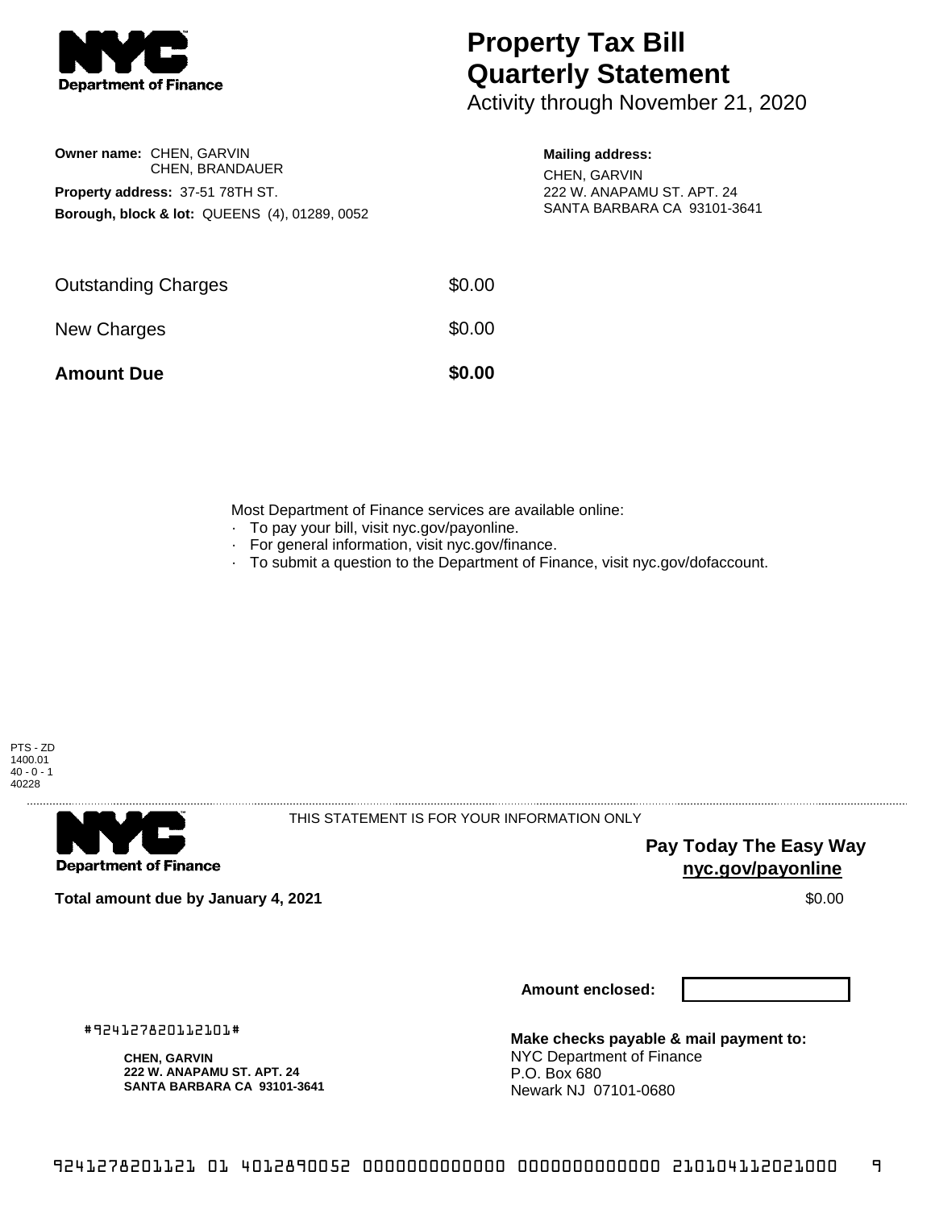**Department of Finance**

# Property Tax Bill Quarterly Statement

Activity through November 21, 2020

**Owner name:** CHEN, GARVIN
CHEN, BRANDAUER

**Property address:** 37-51 78TH ST.

**Borough, block & lot:** QUEENS (4), 01289, 0052

**Mailing address:**
CHEN, GARVIN
222 W. ANAPAMU ST. APT. 24
SANTA BARBARA CA 93101-3641

| | |
|---|---|
| Outstanding Charges | $0.00 |
| New Charges | $0.00 |
| **Amount Due** | **$0.00** |

Most Department of Finance services are available online:

- To pay your bill, visit nyc.gov/payonline.
- For general information, visit nyc.gov/finance.
- To submit a question to the Department of Finance, visit nyc.gov/dofaccount.

PTS - ZD
1400.01
40 - 0 - 1
40228

---

**Department of Finance**

THIS STATEMENT IS FOR YOUR INFORMATION ONLY

**Pay Today The Easy Way**
**nyc.gov/payonline**

**Total amount due by January 4, 2021** $0.00

**Amount enclosed:**

#924127820112101#

**CHEN, GARVIN**
**222 W. ANAPAMU ST. APT. 24**
**SANTA BARBARA CA 93101-3641**

**Make checks payable & mail payment to:**
NYC Department of Finance
P.O. Box 680
Newark NJ 07101-0680

9241278201121 01 4012890052 0000000000000 0000000000000 210104112021000 9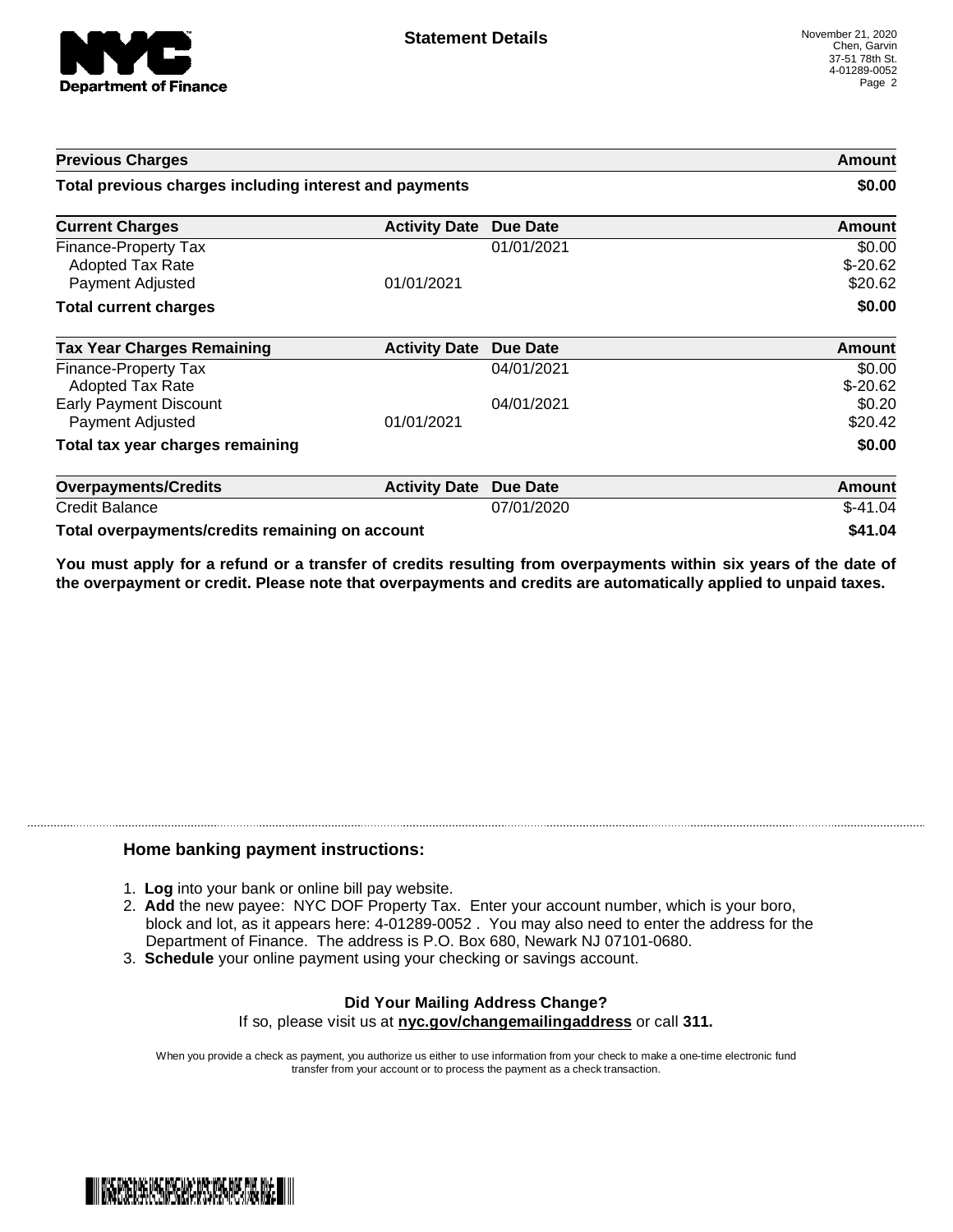## Statement Details

November 21, 2020
Chen, Garvin
37-51 78th St.
4-01289-0052

| Previous Charges | | | Amount |
|---|---|---|---|
| **Total previous charges including interest and payments** | | | **$0.00** |

| Current Charges | Activity Date | Due Date | Amount |
|---|---|---|---|
| Finance-Property Tax | | 01/01/2021 | $0.00 |
| Adopted Tax Rate | | | $-20.62 |
| Payment Adjusted | 01/01/2021 | | $20.62 |
| **Total current charges** | | | **$0.00** |

| Tax Year Charges Remaining | Activity Date | Due Date | Amount |
|---|---|---|---|
| Finance-Property Tax | | 04/01/2021 | $0.00 |
| Adopted Tax Rate | | | $-20.62 |
| Early Payment Discount | | 04/01/2021 | $0.20 |
| Payment Adjusted | 01/01/2021 | | $20.42 |
| **Total tax year charges remaining** | | | **$0.00** |

| Overpayments/Credits | Activity Date | Due Date | Amount |
|---|---|---|---|
| Credit Balance | | 07/01/2020 | $-41.04 |
| **Total overpayments/credits remaining on account** | | | **$41.04** |

**You must apply for a refund or a transfer of credits resulting from overpayments within six years of the date of the overpayment or credit. Please note that overpayments and credits are automatically applied to unpaid taxes.**

### Home banking payment instructions:

1. **Log** into your bank or online bill pay website.
2. **Add** the new payee: NYC DOF Property Tax. Enter your account number, which is your boro, block and lot, as it appears here: 4-01289-0052 . You may also need to enter the address for the Department of Finance. The address is P.O. Box 680, Newark NJ 07101-0680.
3. **Schedule** your online payment using your checking or savings account.

**Did Your Mailing Address Change?**
If so, please visit us at **nyc.gov/changemailingaddress** or call **311.**

When you provide a check as payment, you authorize us either to use information from your check to make a one-time electronic fund transfer from your account or to process the payment as a check transaction.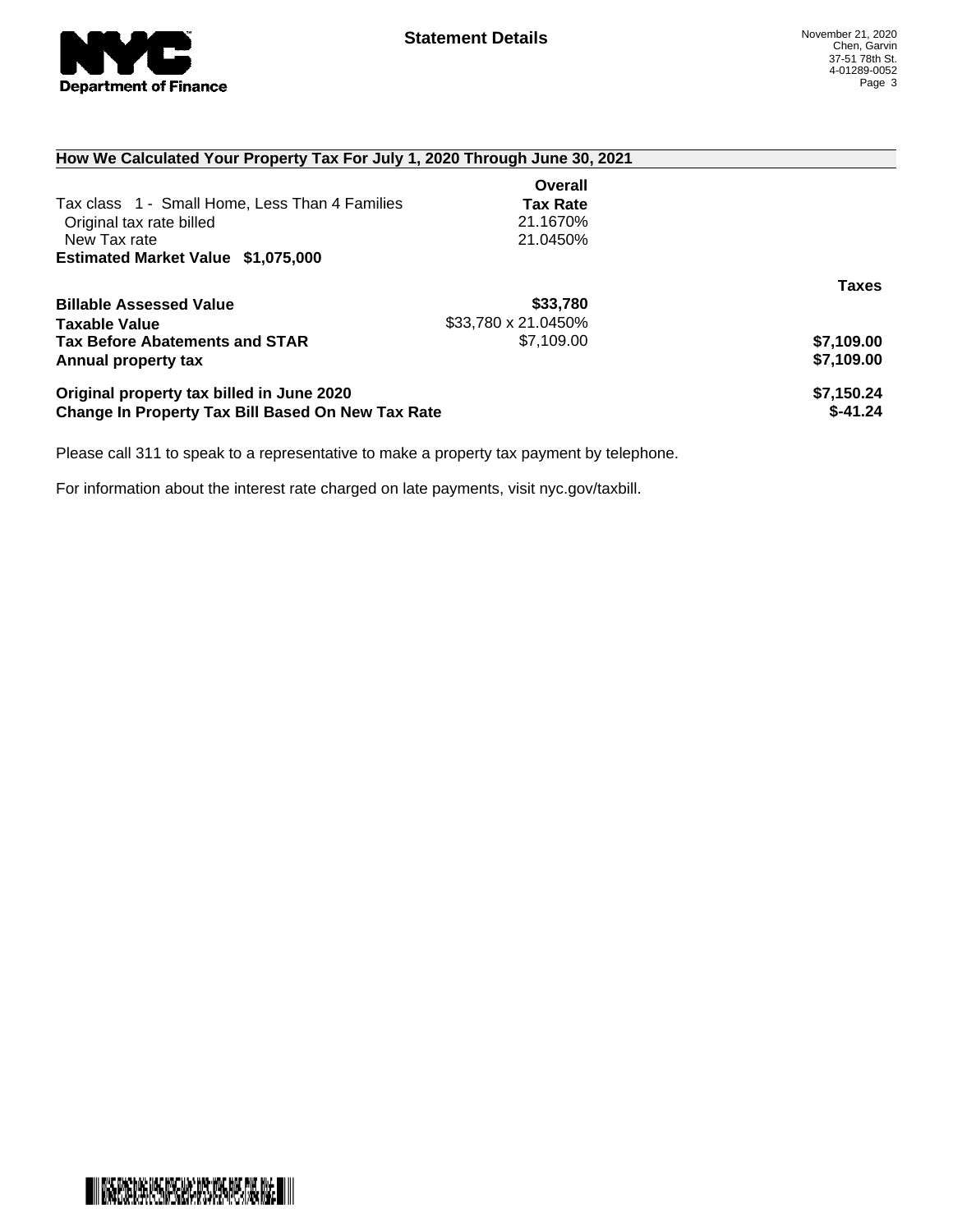## Statement Details

November 21, 2020
Chen, Garvin
37-51 78th St.
4-01289-0052

### How We Calculated Your Property Tax For July 1, 2020 Through June 30, 2021

| | Overall Tax Rate | |
|---|---|---|
| Tax class 1 - Small Home, Less Than 4 Families | | |
| Original tax rate billed | 21.1670% | |
| New Tax rate | 21.0450% | |
| **Estimated Market Value $1,075,000** | | |
| | | **Taxes** |
| **Billable Assessed Value** | **$33,780** | |
| **Taxable Value** | $33,780 x 21.0450% | |
| **Tax Before Abatements and STAR** | $7,109.00 | **$7,109.00** |
| **Annual property tax** | | **$7,109.00** |
| **Original property tax billed in June 2020** | | **$7,150.24** |
| **Change In Property Tax Bill Based On New Tax Rate** | | **$-41.24** |

Please call 311 to speak to a representative to make a property tax payment by telephone.

For information about the interest rate charged on late payments, visit nyc.gov/taxbill.